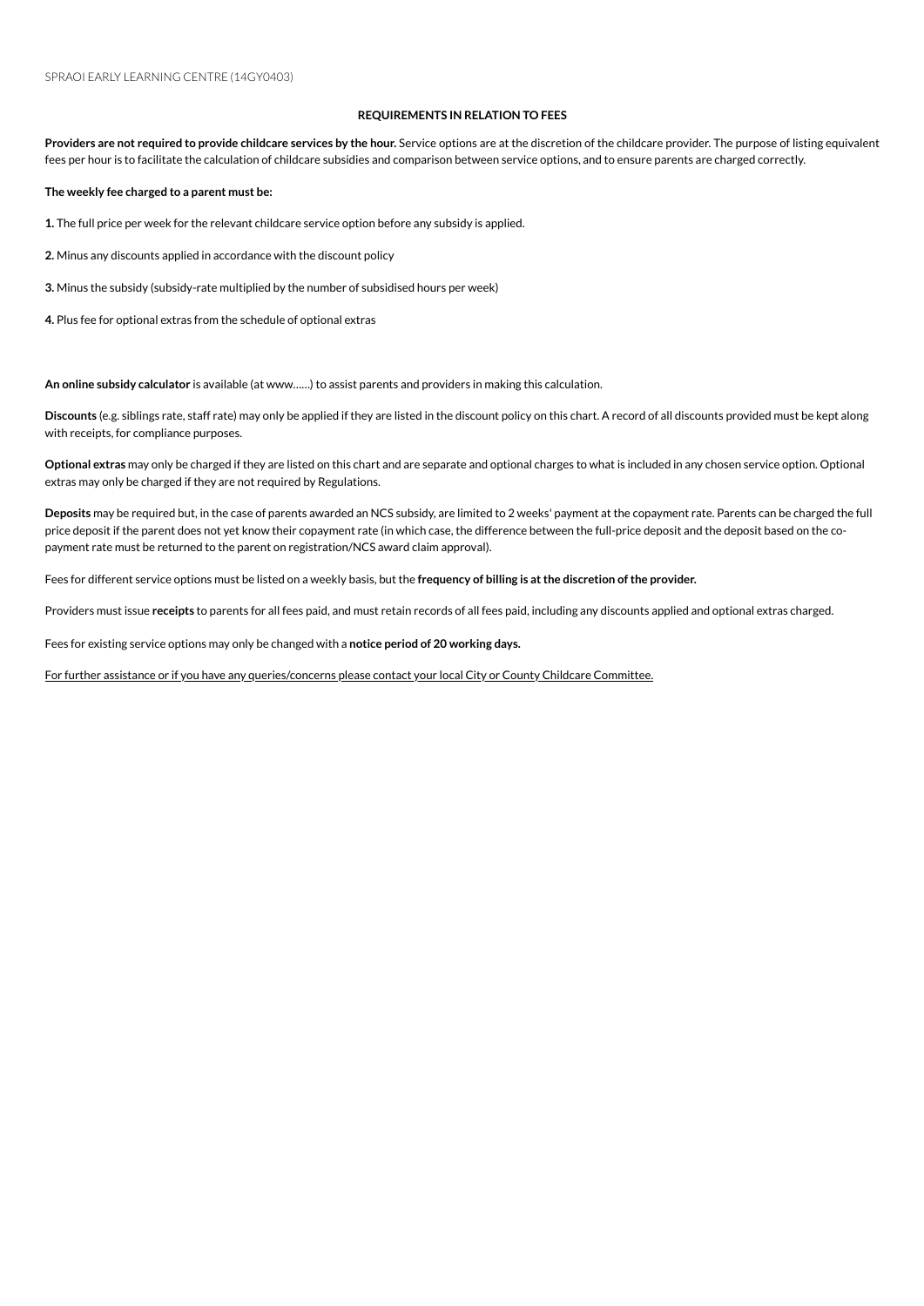SPRAOI EARLY LEARNING CENTRE (14GY0403)

## REQUIREMENTS IN RELATION TO FEES

**Providers are not required to provide childcare services by the hour.** Service options are at the discretion of the childcare provider. The purpose of listing equivalent fees per hour is to facilitate the calculation of childcare subsidies and comparison between service options, and to ensure parents are charged correctly.

**The weekly fee charged to a parent must be:**

**1.** The full price per week for the relevant childcare service option before any subsidy is applied.

**2.** Minus any discounts applied in accordance with the discount policy

**3.** Minus the subsidy (subsidy-rate multiplied by the number of subsidised hours per week)

**4.** Plus fee for optional extras from the schedule of optional extras

**An online subsidy calculator** is available (at www......) to assist parents and providers in making this calculation.

**Discounts** (e.g. siblings rate, staff rate) may only be applied if they are listed in the discount policy on this chart. A record of all discounts provided must be kept along with receipts, for compliance purposes.

**Optional extras** may only be charged if they are listed on this chart and are separate and optional charges to what is included in any chosen service option. Optional extras may only be charged if they are not required by Regulations.

**Deposits** may be required but, in the case of parents awarded an NCS subsidy, are limited to 2 weeks' payment at the copayment rate. Parents can be charged the full price deposit if the parent does not yet know their copayment rate (in which case, the difference between the full-price deposit and the deposit based on the co-payment rate must be returned to the parent on registration/NCS award claim approval).

Fees for different service options must be listed on a weekly basis, but the **frequency of billing is at the discretion of the provider.**

Providers must issue **receipts** to parents for all fees paid, and must retain records of all fees paid, including any discounts applied and optional extras charged.

Fees for existing service options may only be changed with a **notice period of 20 working days.**

For further assistance or if you have any queries/concerns please contact your local City or County Childcare Committee.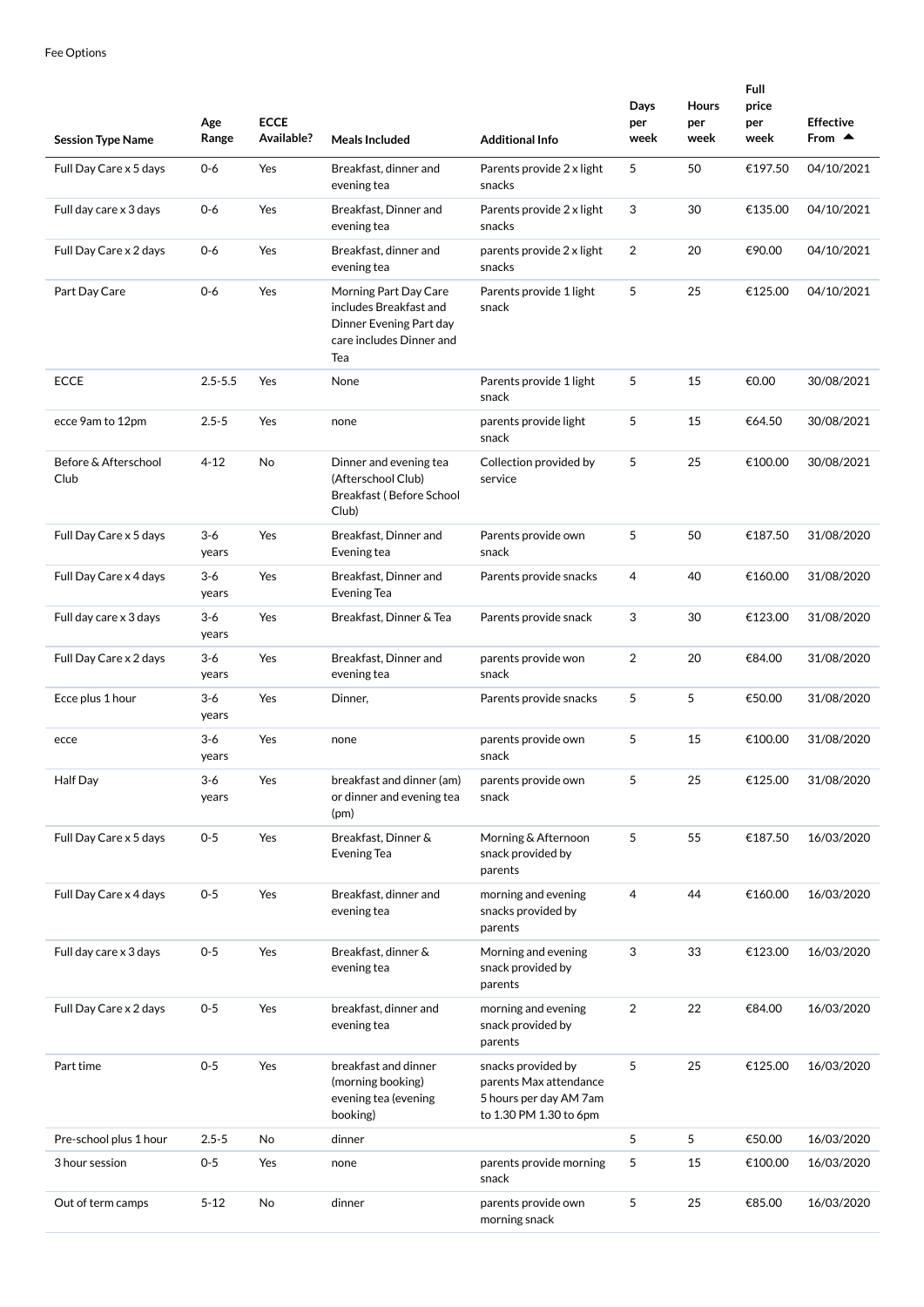Fee Options

| Session Type Name | Age Range | ECCE Available? | Meals Included | Additional Info | Days per week | Hours per week | Full price per week | Effective From ▲ |
|---|---|---|---|---|---|---|---|---|
| Full Day Care x 5 days | 0-6 | Yes | Breakfast, dinner and evening tea | Parents provide 2 x light snacks | 5 | 50 | €197.50 | 04/10/2021 |
| Full day care x 3 days | 0-6 | Yes | Breakfast, Dinner and evening tea | Parents provide 2 x light snacks | 3 | 30 | €135.00 | 04/10/2021 |
| Full Day Care x 2 days | 0-6 | Yes | Breakfast, dinner and evening tea | parents provide 2 x light snacks | 2 | 20 | €90.00 | 04/10/2021 |
| Part Day Care | 0-6 | Yes | Morning Part Day Care includes Breakfast and Dinner Evening Part day care includes Dinner and Tea | Parents provide 1 light snack | 5 | 25 | €125.00 | 04/10/2021 |
| ECCE | 2.5-5.5 | Yes | None | Parents provide 1 light snack | 5 | 15 | €0.00 | 30/08/2021 |
| ecce 9am to 12pm | 2.5-5 | Yes | none | parents provide light snack | 5 | 15 | €64.50 | 30/08/2021 |
| Before & Afterschool Club | 4-12 | No | Dinner and evening tea (Afterschool Club) Breakfast ( Before School Club) | Collection provided by service | 5 | 25 | €100.00 | 30/08/2021 |
| Full Day Care x 5 days | 3-6 years | Yes | Breakfast, Dinner and Evening tea | Parents provide own snack | 5 | 50 | €187.50 | 31/08/2020 |
| Full Day Care x 4 days | 3-6 years | Yes | Breakfast, Dinner and Evening Tea | Parents provide snacks | 4 | 40 | €160.00 | 31/08/2020 |
| Full day care x 3 days | 3-6 years | Yes | Breakfast, Dinner & Tea | Parents provide snack | 3 | 30 | €123.00 | 31/08/2020 |
| Full Day Care x 2 days | 3-6 years | Yes | Breakfast, Dinner and evening tea | parents provide won snack | 2 | 20 | €84.00 | 31/08/2020 |
| Ecce plus 1 hour | 3-6 years | Yes | Dinner, | Parents provide snacks | 5 | 5 | €50.00 | 31/08/2020 |
| ecce | 3-6 years | Yes | none | parents provide own snack | 5 | 15 | €100.00 | 31/08/2020 |
| Half Day | 3-6 years | Yes | breakfast and dinner (am) or dinner and evening tea (pm) | parents provide own snack | 5 | 25 | €125.00 | 31/08/2020 |
| Full Day Care x 5 days | 0-5 | Yes | Breakfast, Dinner & Evening Tea | Morning & Afternoon snack provided by parents | 5 | 55 | €187.50 | 16/03/2020 |
| Full Day Care x 4 days | 0-5 | Yes | Breakfast, dinner and evening tea | morning and evening snacks provided by parents | 4 | 44 | €160.00 | 16/03/2020 |
| Full day care x 3 days | 0-5 | Yes | Breakfast, dinner & evening tea | Morning and evening snack provided by parents | 3 | 33 | €123.00 | 16/03/2020 |
| Full Day Care x 2 days | 0-5 | Yes | breakfast, dinner and evening tea | morning and evening snack provided by parents | 2 | 22 | €84.00 | 16/03/2020 |
| Part time | 0-5 | Yes | breakfast and dinner (morning booking) evening tea (evening booking) | snacks provided by parents Max attendance 5 hours per day AM 7am to 1.30 PM 1.30 to 6pm | 5 | 25 | €125.00 | 16/03/2020 |
| Pre-school plus 1 hour | 2.5-5 | No | dinner | | 5 | 5 | €50.00 | 16/03/2020 |
| 3 hour session | 0-5 | Yes | none | parents provide morning snack | 5 | 15 | €100.00 | 16/03/2020 |
| Out of term camps | 5-12 | No | dinner | parents provide own morning snack | 5 | 25 | €85.00 | 16/03/2020 |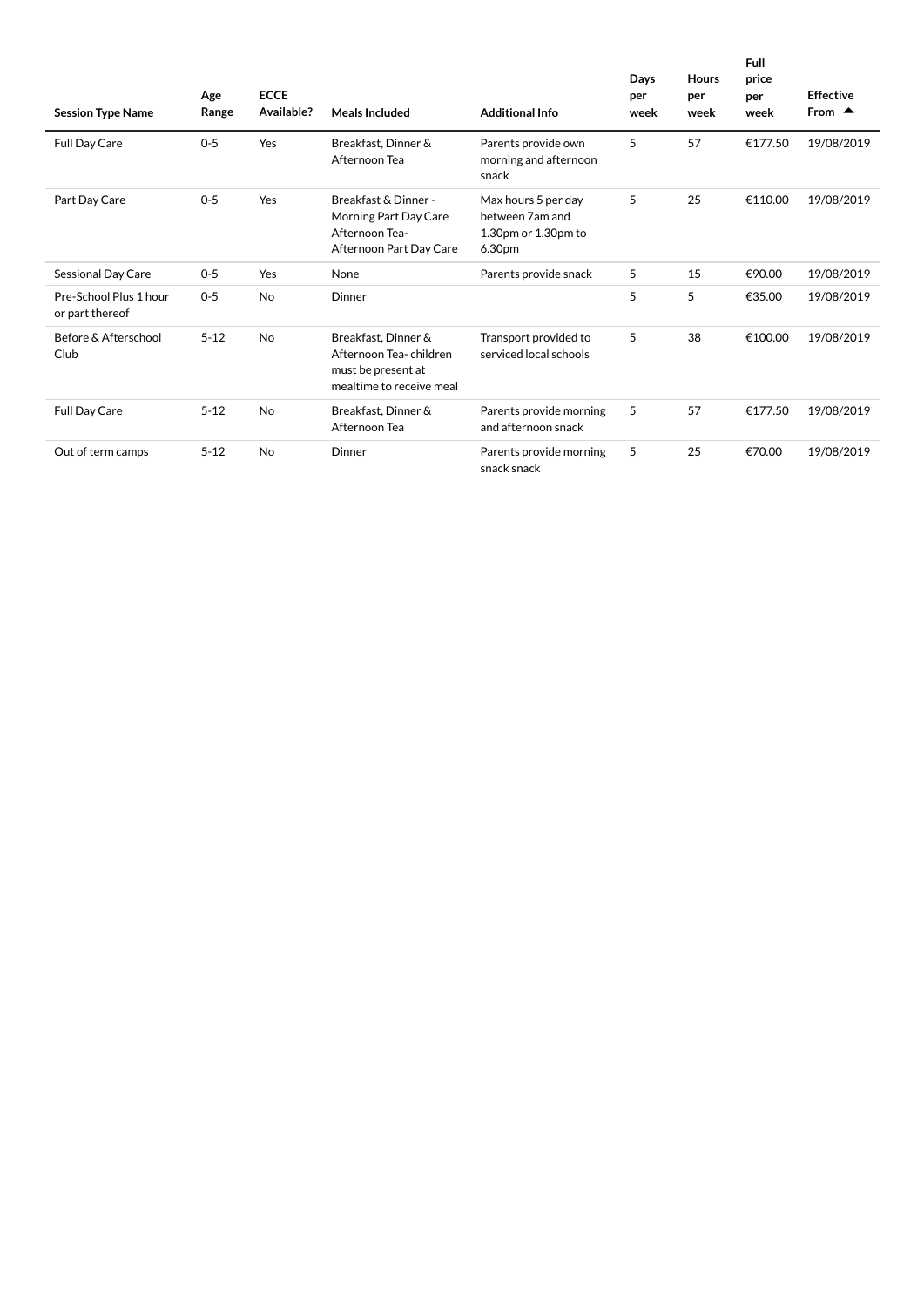| Session Type Name | Age Range | ECCE Available? | Meals Included | Additional Info | Days per week | Hours per week | Full price per week | Effective From ▲ |
|---|---|---|---|---|---|---|---|---|
| Full Day Care | 0-5 | Yes | Breakfast, Dinner & Afternoon Tea | Parents provide own morning and afternoon snack | 5 | 57 | €177.50 | 19/08/2019 |
| Part Day Care | 0-5 | Yes | Breakfast & Dinner - Morning Part Day Care Afternoon Tea- Afternoon Part Day Care | Max hours 5 per day between 7am and 1.30pm or 1.30pm to 6.30pm | 5 | 25 | €110.00 | 19/08/2019 |
| Sessional Day Care | 0-5 | Yes | None | Parents provide snack | 5 | 15 | €90.00 | 19/08/2019 |
| Pre-School Plus 1 hour or part thereof | 0-5 | No | Dinner | | 5 | 5 | €35.00 | 19/08/2019 |
| Before & Afterschool Club | 5-12 | No | Breakfast, Dinner & Afternoon Tea- children must be present at mealtime to receive meal | Transport provided to serviced local schools | 5 | 38 | €100.00 | 19/08/2019 |
| Full Day Care | 5-12 | No | Breakfast, Dinner & Afternoon Tea | Parents provide morning and afternoon snack | 5 | 57 | €177.50 | 19/08/2019 |
| Out of term camps | 5-12 | No | Dinner | Parents provide morning snack snack | 5 | 25 | €70.00 | 19/08/2019 |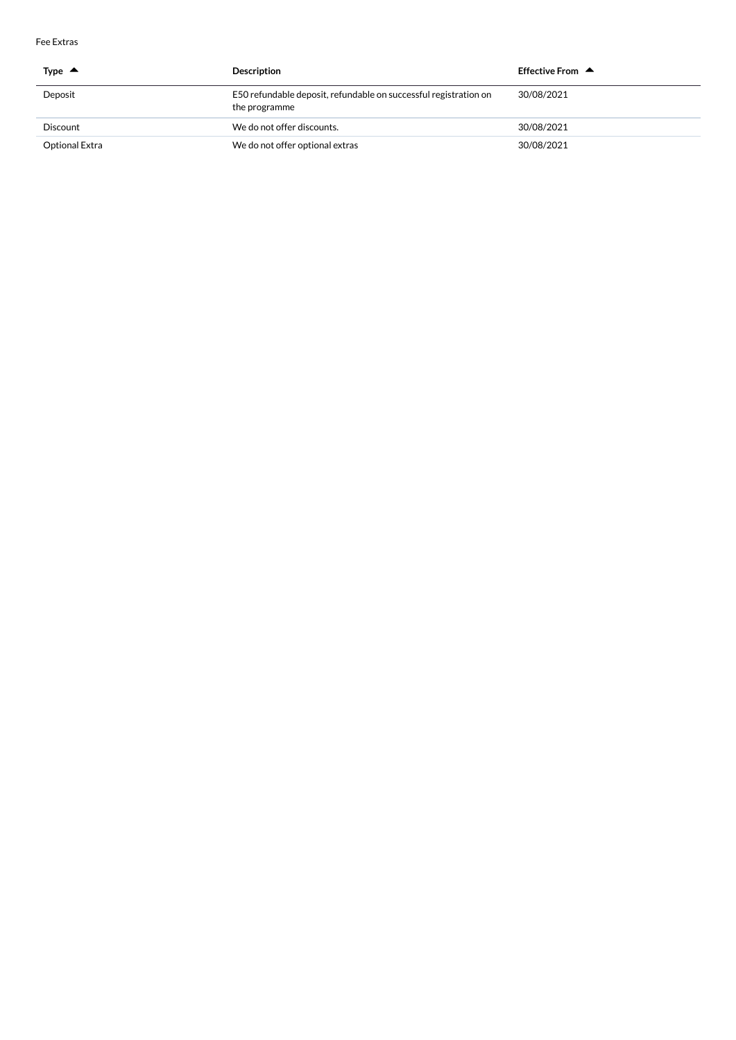Fee Extras

| Type ▲ | Description | Effective From ▲ |
| --- | --- | --- |
| Deposit | E50 refundable deposit, refundable on successful registration on the programme | 30/08/2021 |
| Discount | We do not offer discounts. | 30/08/2021 |
| Optional Extra | We do not offer optional extras | 30/08/2021 |